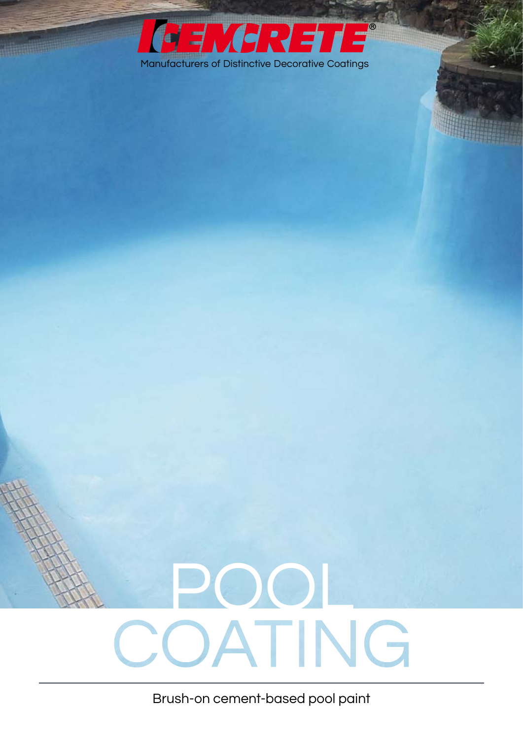CEMCRETE®

Manufacturers of Distinctive Decorative Coatings

# POOL COATING

Brush-on cement-based pool paint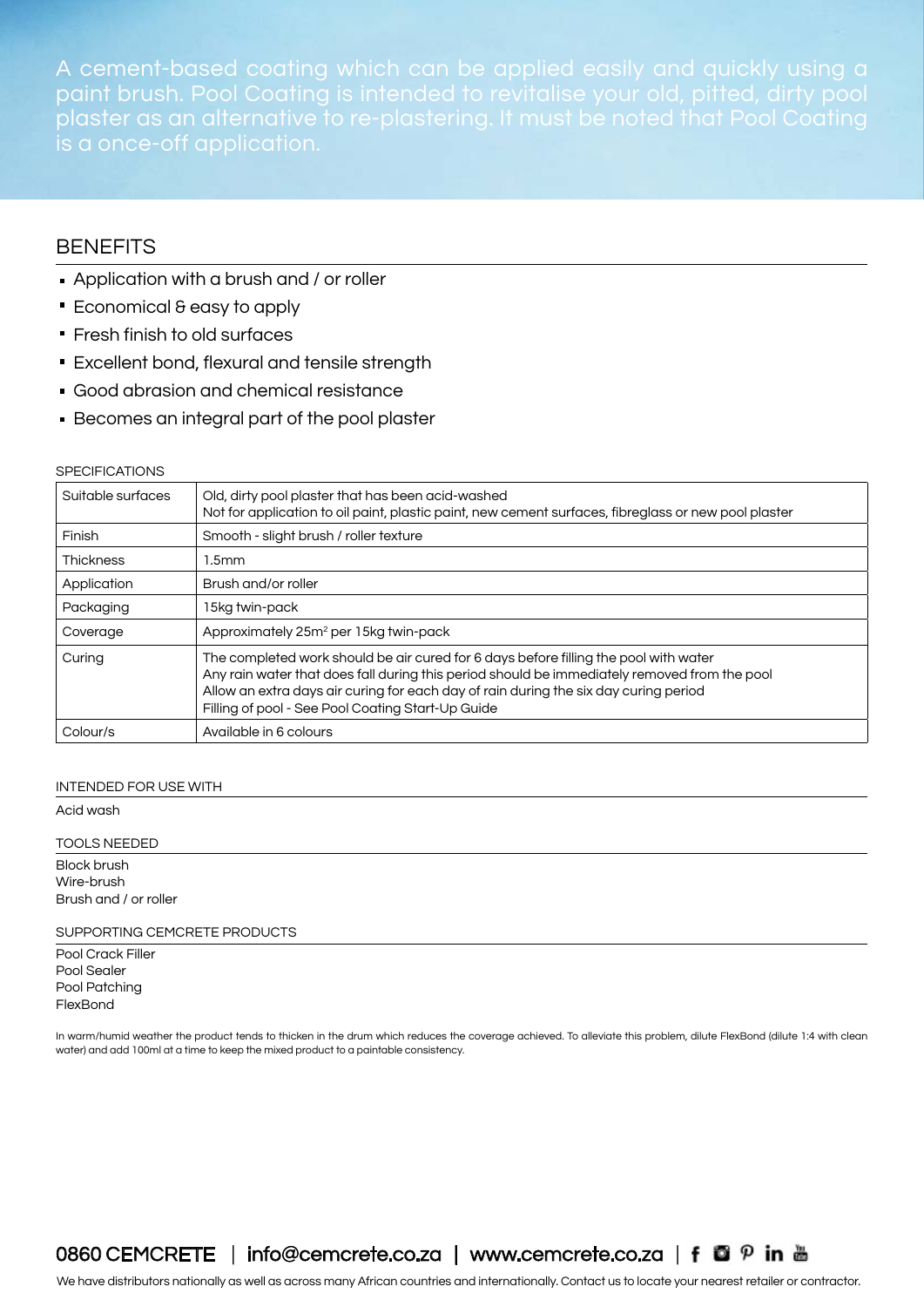A cement-based coating which can be applied easily and quickly using a paint brush. Pool Coating is intended to revitalise your old, pitted, dirty pool plaster as an alternative to re-plastering. It must be noted that Pool Coating is a once-off application.

## BENEFITS

- Application with a brush and / or roller
- Economical & easy to apply
- Fresh finish to old surfaces
- Excellent bond, flexural and tensile strength
- Good abrasion and chemical resistance
- Becomes an integral part of the pool plaster

### SPECIFICATIONS

| | |
|---|---|
| Suitable surfaces | Old, dirty pool plaster that has been acid-washed<br>Not for application to oil paint, plastic paint, new cement surfaces, fibreglass or new pool plaster |
| Finish | Smooth - slight brush / roller texture |
| Thickness | 1.5mm |
| Application | Brush and/or roller |
| Packaging | 15kg twin-pack |
| Coverage | Approximately 25m$^2$ per 15kg twin-pack |
| Curing | The completed work should be air cured for 6 days before filling the pool with water<br>Any rain water that does fall during this period should be immediately removed from the pool<br>Allow an extra days air curing for each day of rain during the six day curing period<br>Filling of pool - See Pool Coating Start-Up Guide |
| Colour/s | Available in 6 colours |

### INTENDED FOR USE WITH

Acid wash

### TOOLS NEEDED

Block brush
Wire-brush
Brush and / or roller

### SUPPORTING CEMCRETE PRODUCTS

Pool Crack Filler
Pool Sealer
Pool Patching
FlexBond

In warm/humid weather the product tends to thicken in the drum which reduces the coverage achieved. To alleviate this problem, dilute FlexBond (dilute 1:4 with clean water) and add 100ml at a time to keep the mixed product to a paintable consistency.

0860 CEMCRETE | info@cemcrete.co.za | www.cemcrete.co.za

We have distributors nationally as well as across many African countries and internationally. Contact us to locate your nearest retailer or contractor.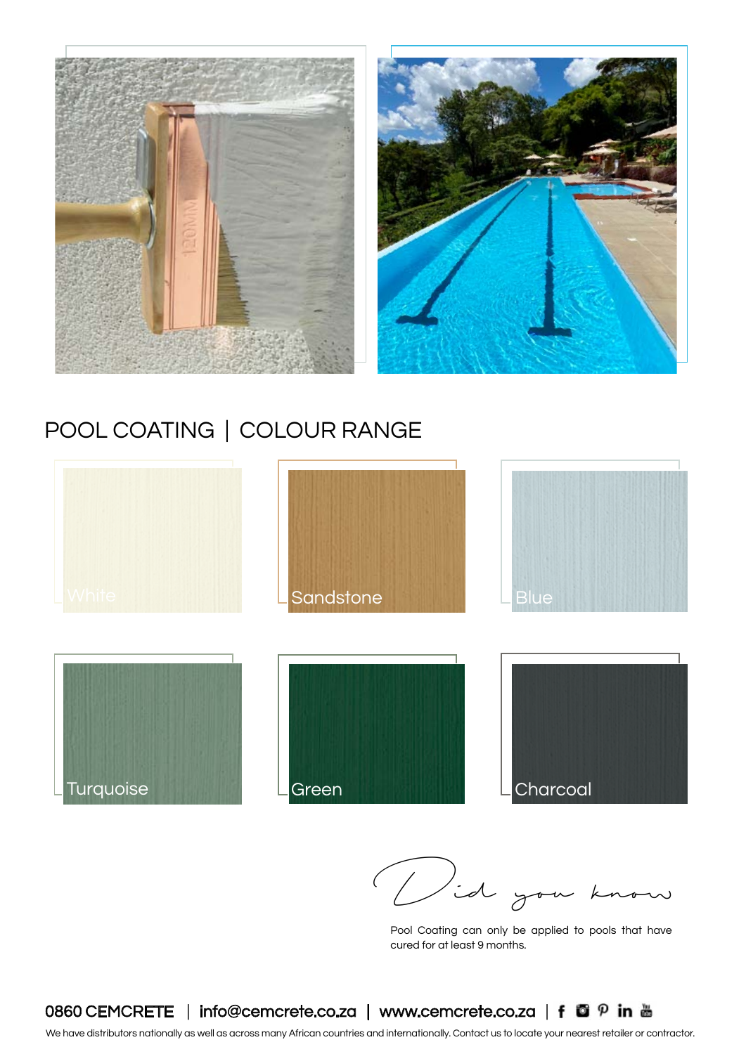## POOL COATING | COLOUR RANGE

White

Sandstone

Blue

Turquoise

Green

Charcoal

*Did you know*

Pool Coating can only be applied to pools that have cured for at least 9 months.

**0860 CEMCRETE** | **info@cemcrete.co.za** | **www.cemcrete.co.za**

We have distributors nationally as well as across many African countries and internationally. Contact us to locate your nearest retailer or contractor.